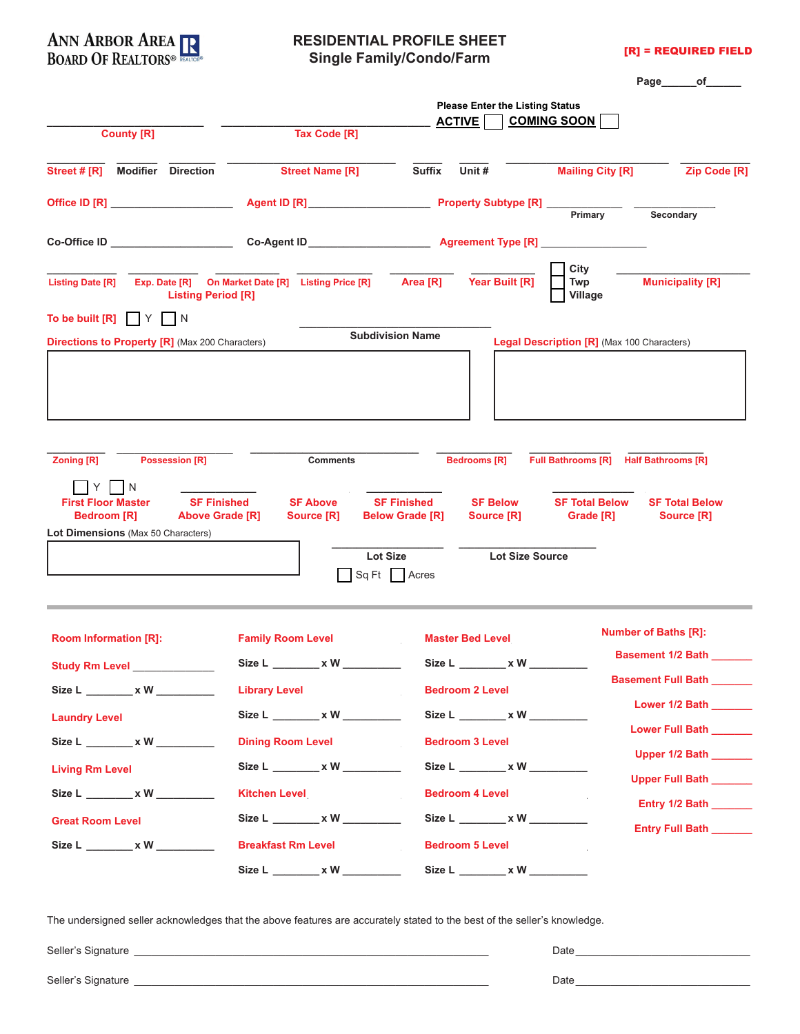ANN ARBOR AREA BOARD OF REALTORS®

# RESIDENTIAL PROFILE SHEET
## Single Family/Condo/Farm

[R] = REQUIRED FIELD

Page______of______

Please Enter the Listing Status
**ACTIVE** ☐ **COMING SOON** ☐

________________________ County [R]
________________________ Tax Code [R]

Street # [R] | Modifier | Direction | Street Name [R] | Suffix | Unit # | Mailing City [R] | Zip Code [R]

Office ID [R] ____________________ Agent ID [R] ____________________ Property Subtype [R] ____________ Primary ____________ Secondary

Co-Office ID ____________________ Co-Agent ID ____________________ Agreement Type [R] ____________________

Listing Date [R] | Exp. Date [R] | On Market Date [R] | Listing Price [R] | Area [R] | Year Built [R] | ☐ City ☐ Twp ☐ Village | Municipality [R]

Listing Period [R]

To be built [R] ☐ Y ☐ N

________________________ Subdivision Name

Directions to Property [R] (Max 200 Characters)

Legal Description [R] (Max 100 Characters)

Zoning [R] | Possession [R] | Comments | Bedrooms [R] | Full Bathrooms [R] | Half Bathrooms [R]

☐ Y ☐ N First Floor Master Bedroom [R] | SF Finished Above Grade [R] | SF Above Source [R] | SF Finished Below Grade [R] | SF Below Source [R] | SF Total Below Grade [R] | SF Total Below Source [R]

Lot Dimensions (Max 50 Characters)

________________ Lot Size ☐ Sq Ft ☐ Acres

________________ Lot Size Source

---

Room Information [R]:

Study Rm Level ______________
Size L ________ x W __________

Laundry Level
Size L ________ x W __________

Living Rm Level
Size L ________ x W __________

Great Room Level
Size L ________ x W __________

Family Room Level
Size L ________ x W __________

Library Level
Size L ________ x W __________

Dining Room Level
Size L ________ x W __________

Kitchen Level
Size L ________ x W __________

Breakfast Rm Level
Size L ________ x W __________

Master Bed Level
Size L ________ x W __________

Bedroom 2 Level
Size L ________ x W __________

Bedroom 3 Level
Size L ________ x W __________

Bedroom 4 Level
Size L ________ x W __________

Bedroom 5 Level
Size L ________ x W __________

Number of Baths [R]:

Basement 1/2 Bath _______
Basement Full Bath _______
Lower 1/2 Bath _______
Lower Full Bath _______
Upper 1/2 Bath _______
Upper Full Bath _______
Entry 1/2 Bath _______
Entry Full Bath _______

The undersigned seller acknowledges that the above features are accurately stated to the best of the seller's knowledge.

Seller's Signature ____________________________________________ Date ____________________

Seller's Signature ____________________________________________ Date ____________________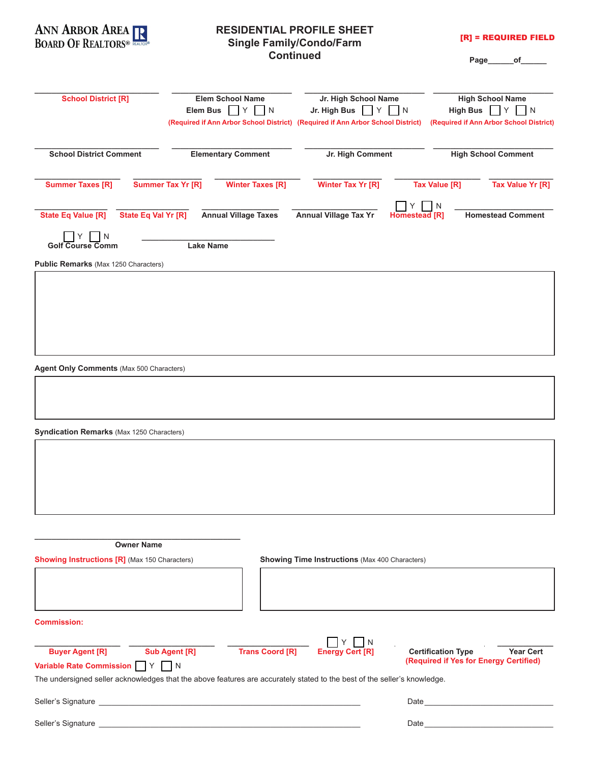ANN ARBOR AREA BOARD OF REALTORS®

# RESIDENTIAL PROFILE SHEET
## Single Family/Condo/Farm
## Continued

[R] = REQUIRED FIELD

Page______of______

| School District [R] | Elem School Name | Jr. High School Name | High School Name |
|---|---|---|---|
| | Elem Bus ☐ Y ☐ N | Jr. High Bus ☐ Y ☐ N | High Bus ☐ Y ☐ N |
| | (Required if Ann Arbor School District) | (Required if Ann Arbor School District) | (Required if Ann Arbor School District) |

| School District Comment | Elementary Comment | Jr. High Comment | High School Comment |
|---|---|---|---|

| Summer Taxes [R] | Summer Tax Yr [R] | Winter Taxes [R] | Winter Tax Yr [R] | Tax Value [R] | Tax Value Yr [R] |
|---|---|---|---|---|---|

| State Eq Value [R] | State Eq Val Yr [R] | Annual Village Taxes | Annual Village Tax Yr | ☐ Y ☐ N Homestead [R] | Homestead Comment |
|---|---|---|---|---|---|

☐ Y ☐ N Golf Course Comm

______________________________ Lake Name

**Public Remarks** (Max 1250 Characters)

**Agent Only Comments** (Max 500 Characters)

**Syndication Remarks** (Max 1250 Characters)

______________________________ Owner Name

**Showing Instructions [R]** (Max 150 Characters)

**Showing Time Instructions** (Max 400 Characters)

**Commission:**

| Buyer Agent [R] | Sub Agent [R] | Trans Coord [R] | ☐ Y ☐ N Energy Cert [R] | Certification Type | Year Cert |
|---|---|---|---|---|---|

(Required if Yes for Energy Certified)

**Variable Rate Commission** ☐ Y ☐ N

The undersigned seller acknowledges that the above features are accurately stated to the best of the seller's knowledge.

Seller's Signature ______________________________ Date ______________

Seller's Signature ______________________________ Date ______________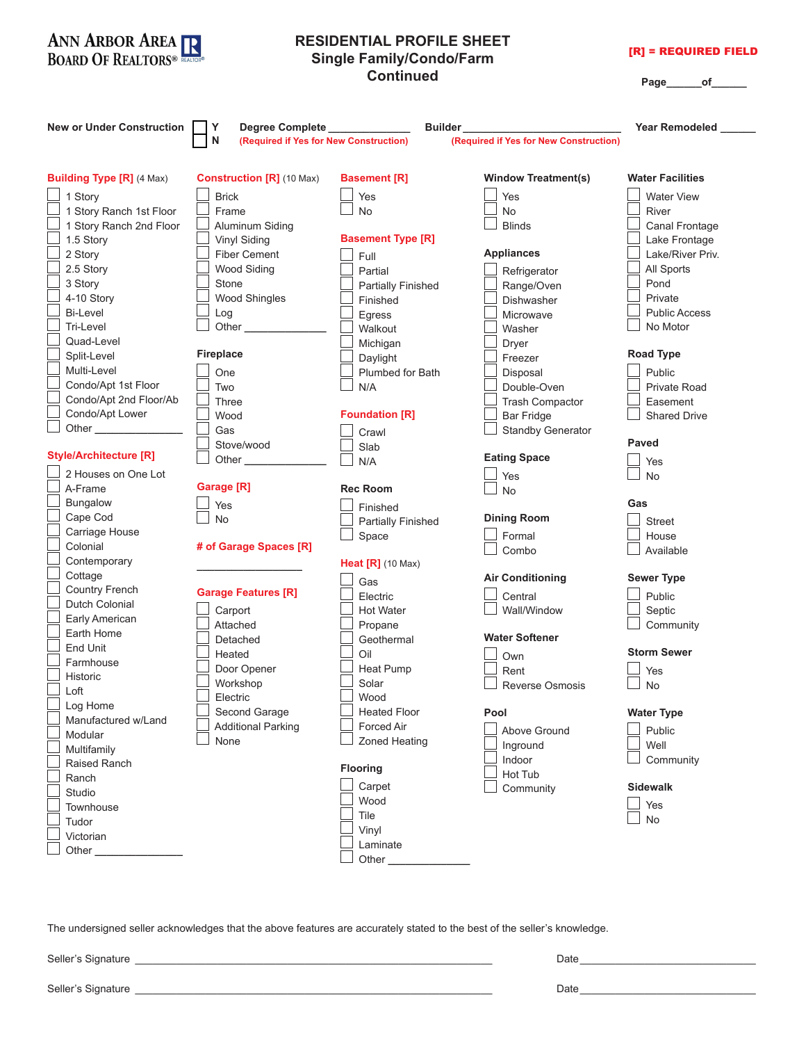ANN ARBOR AREA BOARD OF REALTORS®

# RESIDENTIAL PROFILE SHEET
## Single Family/Condo/Farm
## Continued

[R] = REQUIRED FIELD

Page______of______

**New or Under Construction** ☐ Y ☐ N **Degree Complete** _____________ (Required if Yes for New Construction) **Builder** ___________________________ (Required if Yes for New Construction) **Year Remodeled** ______

**Building Type [R]** (4 Max)
- ☐ 1 Story
- ☐ 1 Story Ranch 1st Floor
- ☐ 1 Story Ranch 2nd Floor
- ☐ 1.5 Story
- ☐ 2 Story
- ☐ 2.5 Story
- ☐ 3 Story
- ☐ 4-10 Story
- ☐ Bi-Level
- ☐ Tri-Level
- ☐ Quad-Level
- ☐ Split-Level
- ☐ Multi-Level
- ☐ Condo/Apt 1st Floor
- ☐ Condo/Apt 2nd Floor/Ab
- ☐ Condo/Apt Lower
- ☐ Other _______________

**Style/Architecture [R]**
- ☐ 2 Houses on One Lot
- ☐ A-Frame
- ☐ Bungalow
- ☐ Cape Cod
- ☐ Carriage House
- ☐ Colonial
- ☐ Contemporary
- ☐ Cottage
- ☐ Country French
- ☐ Dutch Colonial
- ☐ Early American
- ☐ Earth Home
- ☐ End Unit
- ☐ Farmhouse
- ☐ Historic
- ☐ Loft
- ☐ Log Home
- ☐ Manufactured w/Land
- ☐ Modular
- ☐ Multifamily
- ☐ Raised Ranch
- ☐ Ranch
- ☐ Studio
- ☐ Townhouse
- ☐ Tudor
- ☐ Victorian
- ☐ Other _______________

**Construction [R]** (10 Max)
- ☐ Brick
- ☐ Frame
- ☐ Aluminum Siding
- ☐ Vinyl Siding
- ☐ Fiber Cement
- ☐ Wood Siding
- ☐ Stone
- ☐ Wood Shingles
- ☐ Log
- ☐ Other _______________

**Fireplace**
- ☐ One
- ☐ Two
- ☐ Three
- ☐ Wood
- ☐ Gas
- ☐ Stove/wood
- ☐ Other _______________

**Garage [R]**
- ☐ Yes
- ☐ No

**# of Garage Spaces [R]**

_______________

**Garage Features [R]**
- ☐ Carport
- ☐ Attached
- ☐ Detached
- ☐ Heated
- ☐ Door Opener
- ☐ Workshop
- ☐ Electric
- ☐ Second Garage
- ☐ Additional Parking
- ☐ None

**Basement [R]**
- ☐ Yes
- ☐ No

**Basement Type [R]**
- ☐ Full
- ☐ Partial
- ☐ Partially Finished
- ☐ Finished
- ☐ Egress
- ☐ Walkout
- ☐ Michigan
- ☐ Daylight
- ☐ Plumbed for Bath
- ☐ N/A

**Foundation [R]**
- ☐ Crawl
- ☐ Slab
- ☐ N/A

**Rec Room**
- ☐ Finished
- ☐ Partially Finished
- ☐ Space

**Heat [R]** (10 Max)
- ☐ Gas
- ☐ Electric
- ☐ Hot Water
- ☐ Propane
- ☐ Geothermal
- ☐ Oil
- ☐ Heat Pump
- ☐ Solar
- ☐ Wood
- ☐ Heated Floor
- ☐ Forced Air
- ☐ Zoned Heating

**Flooring**
- ☐ Carpet
- ☐ Wood
- ☐ Tile
- ☐ Vinyl
- ☐ Laminate
- ☐ Other _______________

**Window Treatment(s)**
- ☐ Yes
- ☐ No
- ☐ Blinds

**Appliances**
- ☐ Refrigerator
- ☐ Range/Oven
- ☐ Dishwasher
- ☐ Microwave
- ☐ Washer
- ☐ Dryer
- ☐ Freezer
- ☐ Disposal
- ☐ Double-Oven
- ☐ Trash Compactor
- ☐ Bar Fridge
- ☐ Standby Generator

**Eating Space**
- ☐ Yes
- ☐ No

**Dining Room**
- ☐ Formal
- ☐ Combo

**Air Conditioning**
- ☐ Central
- ☐ Wall/Window

**Water Softener**
- ☐ Own
- ☐ Rent
- ☐ Reverse Osmosis

**Pool**
- ☐ Above Ground
- ☐ Inground
- ☐ Indoor
- ☐ Hot Tub
- ☐ Community

**Water Facilities**
- ☐ Water View
- ☐ River
- ☐ Canal Frontage
- ☐ Lake Frontage
- ☐ Lake/River Priv.
- ☐ All Sports
- ☐ Pond
- ☐ Private
- ☐ Public Access
- ☐ No Motor

**Road Type**
- ☐ Public
- ☐ Private Road
- ☐ Easement
- ☐ Shared Drive

**Paved**
- ☐ Yes
- ☐ No

**Gas**
- ☐ Street
- ☐ House
- ☐ Available

**Sewer Type**
- ☐ Public
- ☐ Septic
- ☐ Community

**Storm Sewer**
- ☐ Yes
- ☐ No

**Water Type**
- ☐ Public
- ☐ Well
- ☐ Community

**Sidewalk**
- ☐ Yes
- ☐ No

The undersigned seller acknowledges that the above features are accurately stated to the best of the seller's knowledge.

Seller's Signature _____________________________________________ Date _______________________

Seller's Signature _____________________________________________ Date _______________________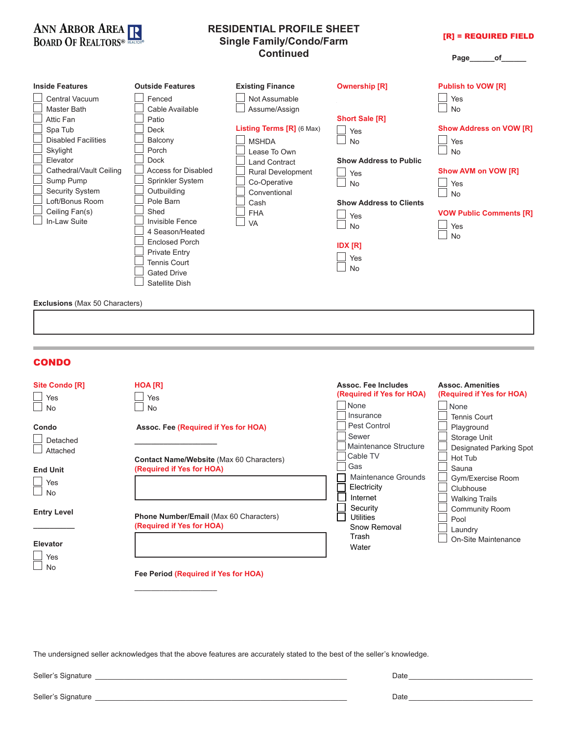ANN ARBOR AREA BOARD OF REALTORS®

# RESIDENTIAL PROFILE SHEET
## Single Family/Condo/Farm
## Continued

[R] = REQUIRED FIELD

Page______of______

**Inside Features**
- ☐ Central Vacuum
- ☐ Master Bath
- ☐ Attic Fan
- ☐ Spa Tub
- ☐ Disabled Facilities
- ☐ Skylight
- ☐ Elevator
- ☐ Cathedral/Vault Ceiling
- ☐ Sump Pump
- ☐ Security System
- ☐ Loft/Bonus Room
- ☐ Ceiling Fan(s)
- ☐ In-Law Suite

**Outside Features**
- ☐ Fenced
- ☐ Cable Available
- ☐ Patio
- ☐ Deck
- ☐ Balcony
- ☐ Porch
- ☐ Dock
- ☐ Access for Disabled
- ☐ Sprinkler System
- ☐ Outbuilding
- ☐ Pole Barn
- ☐ Shed
- ☐ Invisible Fence
- ☐ 4 Season/Heated
- ☐ Enclosed Porch
- ☐ Private Entry
- ☐ Tennis Court
- ☐ Gated Drive
- ☐ Satellite Dish

**Existing Finance**
- ☐ Not Assumable
- ☐ Assume/Assign

**Listing Terms [R]** (6 Max)
- ☐ MSHDA
- ☐ Lease To Own
- ☐ Land Contract
- ☐ Rural Development
- ☐ Co-Operative
- ☐ Conventional
- ☐ Cash
- ☐ FHA
- ☐ VA

**Ownership [R]**

**Short Sale [R]**
- ☐ Yes
- ☐ No

**Show Address to Public**
- ☐ Yes
- ☐ No

**Show Address to Clients**
- ☐ Yes
- ☐ No

**IDX [R]**
- ☐ Yes
- ☐ No

**Publish to VOW [R]**
- ☐ Yes
- ☐ No

**Show Address on VOW [R]**
- ☐ Yes
- ☐ No

**Show AVM on VOW [R]**
- ☐ Yes
- ☐ No

**VOW Public Comments [R]**
- ☐ Yes
- ☐ No

**Exclusions** (Max 50 Characters)

[ ]

## CONDO

**Site Condo [R]**
- ☐ Yes
- ☐ No

**Condo**
- ☐ Detached
- ☐ Attached

**End Unit**
- ☐ Yes
- ☐ No

**Entry Level**

__________

**Elevator**
- ☐ Yes
- ☐ No

**HOA [R]**
- ☐ Yes
- ☐ No

**Assoc. Fee (Required if Yes for HOA)**

____________________

**Contact Name/Website** (Max 60 Characters) **(Required if Yes for HOA)**

[ ]

**Phone Number/Email** (Max 60 Characters) **(Required if Yes for HOA)**

[ ]

**Fee Period (Required if Yes for HOA)**

____________________

**Assoc. Fee Includes (Required if Yes for HOA)**
- ☐ None
- ☐ Insurance
- ☐ Pest Control
- ☐ Sewer
- ☐ Maintenance Structure
- ☐ Cable TV
- ☐ Gas
- ☐ Maintenance Grounds
- ☐ Electricity
- ☐ Internet
- ☐ Security
- ☐ Utilities
- Snow Removal
- Trash
- Water

**Assoc. Amenities (Required if Yes for HOA)**
- ☐ None
- ☐ Tennis Court
- ☐ Playground
- ☐ Storage Unit
- ☐ Designated Parking Spot
- ☐ Hot Tub
- ☐ Sauna
- ☐ Gym/Exercise Room
- ☐ Clubhouse
- ☐ Walking Trails
- ☐ Community Room
- ☐ Pool
- ☐ Laundry
- ☐ On-Site Maintenance

The undersigned seller acknowledges that the above features are accurately stated to the best of the seller's knowledge.

Seller's Signature ______________________________________________ Date ____________________

Seller's Signature ______________________________________________ Date ____________________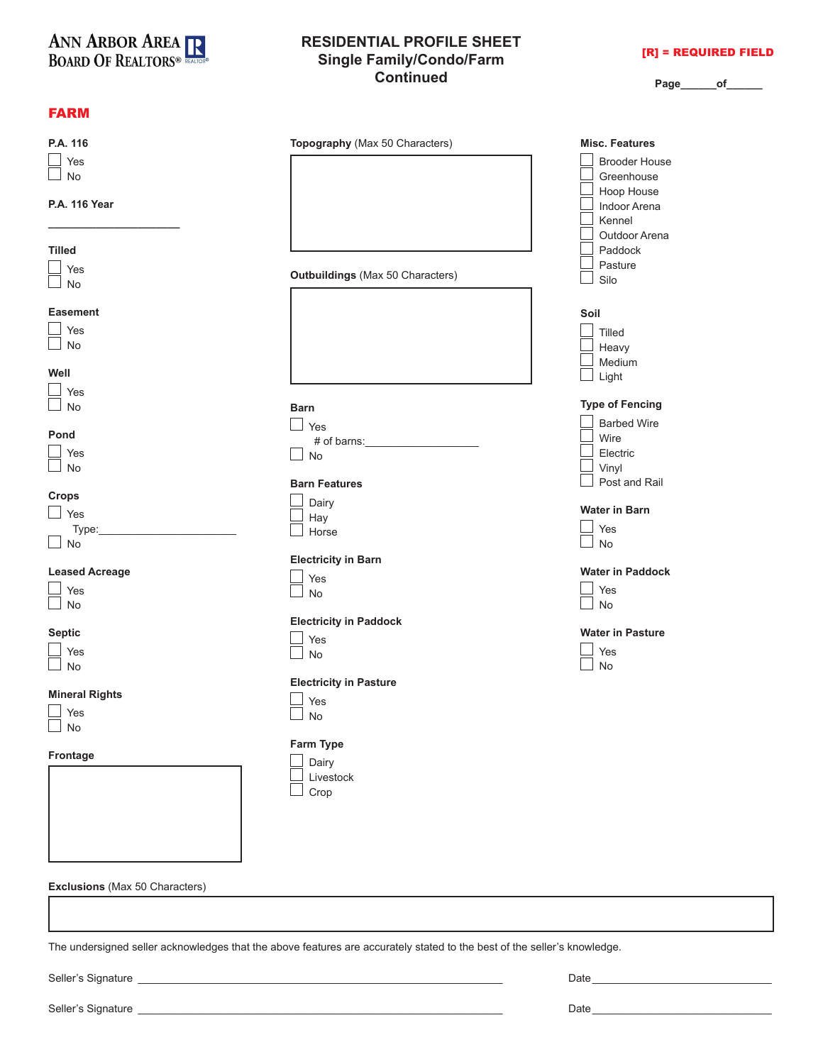ANN ARBOR AREA BOARD OF REALTORS®

# RESIDENTIAL PROFILE SHEET
## Single Family/Condo/Farm
## Continued

**[R] = REQUIRED FIELD**

Page______of______

## FARM

**P.A. 116**
- ☐ Yes
- ☐ No

**P.A. 116 Year**

______________________

**Tilled**
- ☐ Yes
- ☐ No

**Easement**
- ☐ Yes
- ☐ No

**Well**
- ☐ Yes
- ☐ No

**Pond**
- ☐ Yes
- ☐ No

**Crops**
- ☐ Yes
  Type:_______________________
- ☐ No

**Leased Acreage**
- ☐ Yes
- ☐ No

**Septic**
- ☐ Yes
- ☐ No

**Mineral Rights**
- ☐ Yes
- ☐ No

**Frontage**

[ ]

**Topography** (Max 50 Characters)

[ ]

**Outbuildings** (Max 50 Characters)

[ ]

**Barn**
- ☐ Yes
  # of barns:___________________
- ☐ No

**Barn Features**
- ☐ Dairy
- ☐ Hay
- ☐ Horse

**Electricity in Barn**
- ☐ Yes
- ☐ No

**Electricity in Paddock**
- ☐ Yes
- ☐ No

**Electricity in Pasture**
- ☐ Yes
- ☐ No

**Farm Type**
- ☐ Dairy
- ☐ Livestock
- ☐ Crop

**Misc. Features**
- ☐ Brooder House
- ☐ Greenhouse
- ☐ Hoop House
- ☐ Indoor Arena
- ☐ Kennel
- ☐ Outdoor Arena
- ☐ Paddock
- ☐ Pasture
- ☐ Silo

**Soil**
- ☐ Tilled
- ☐ Heavy
- ☐ Medium
- ☐ Light

**Type of Fencing**
- ☐ Barbed Wire
- ☐ Wire
- ☐ Electric
- ☐ Vinyl
- ☐ Post and Rail

**Water in Barn**
- ☐ Yes
- ☐ No

**Water in Paddock**
- ☐ Yes
- ☐ No

**Water in Pasture**
- ☐ Yes
- ☐ No

**Exclusions** (Max 50 Characters)

[ ]

The undersigned seller acknowledges that the above features are accurately stated to the best of the seller's knowledge.

Seller's Signature ______________________________________________________ Date ______________________________

Seller's Signature ______________________________________________________ Date ______________________________